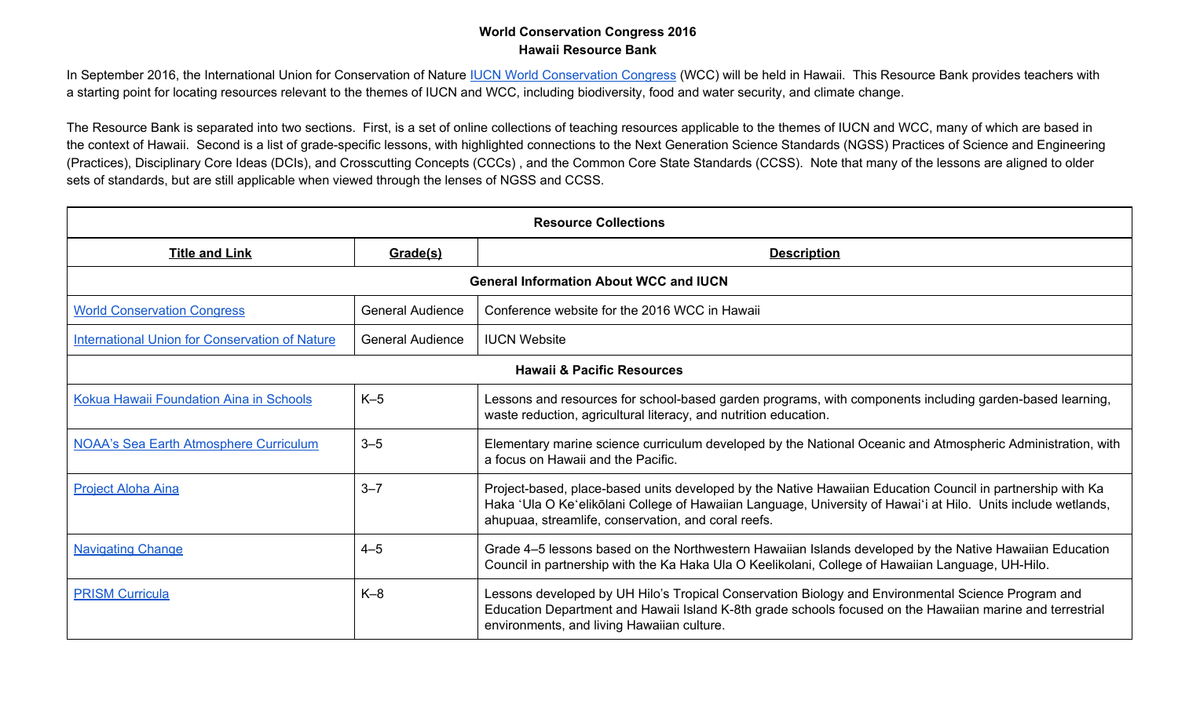# World Conservation Congress 2016
## Hawaii Resource Bank

In September 2016, the International Union for Conservation of Nature IUCN World Conservation Congress (WCC) will be held in Hawaii. This Resource Bank provides teachers with a starting point for locating resources relevant to the themes of IUCN and WCC, including biodiversity, food and water security, and climate change.

The Resource Bank is separated into two sections. First, is a set of online collections of teaching resources applicable to the themes of IUCN and WCC, many of which are based in the context of Hawaii. Second is a list of grade-specific lessons, with highlighted connections to the Next Generation Science Standards (NGSS) Practices of Science and Engineering (Practices), Disciplinary Core Ideas (DCIs), and Crosscutting Concepts (CCCs) , and the Common Core State Standards (CCSS). Note that many of the lessons are aligned to older sets of standards, but are still applicable when viewed through the lenses of NGSS and CCSS.

| **Resource Collections** | | |
|---|---|---|
| **Title and Link** | **Grade(s)** | **Description** |
| **General Information About WCC and IUCN** | | |
| World Conservation Congress | General Audience | Conference website for the 2016 WCC in Hawaii |
| International Union for Conservation of Nature | General Audience | IUCN Website |
| **Hawaii & Pacific Resources** | | |
| Kokua Hawaii Foundation Aina in Schools | K–5 | Lessons and resources for school-based garden programs, with components including garden-based learning, waste reduction, agricultural literacy, and nutrition education. |
| NOAA's Sea Earth Atmosphere Curriculum | 3–5 | Elementary marine science curriculum developed by the National Oceanic and Atmospheric Administration, with a focus on Hawaii and the Pacific. |
| Project Aloha Aina | 3–7 | Project-based, place-based units developed by the Native Hawaiian Education Council in partnership with Ka Haka ʻUla O Keʻelikōlani College of Hawaiian Language, University of Hawaiʻi at Hilo. Units include wetlands, ahupuaa, streamlife, conservation, and coral reefs. |
| Navigating Change | 4–5 | Grade 4–5 lessons based on the Northwestern Hawaiian Islands developed by the Native Hawaiian Education Council in partnership with the Ka Haka Ula O Keelikolani, College of Hawaiian Language, UH-Hilo. |
| PRISM Curricula | K–8 | Lessons developed by UH Hilo's Tropical Conservation Biology and Environmental Science Program and Education Department and Hawaii Island K-8th grade schools focused on the Hawaiian marine and terrestrial environments, and living Hawaiian culture. |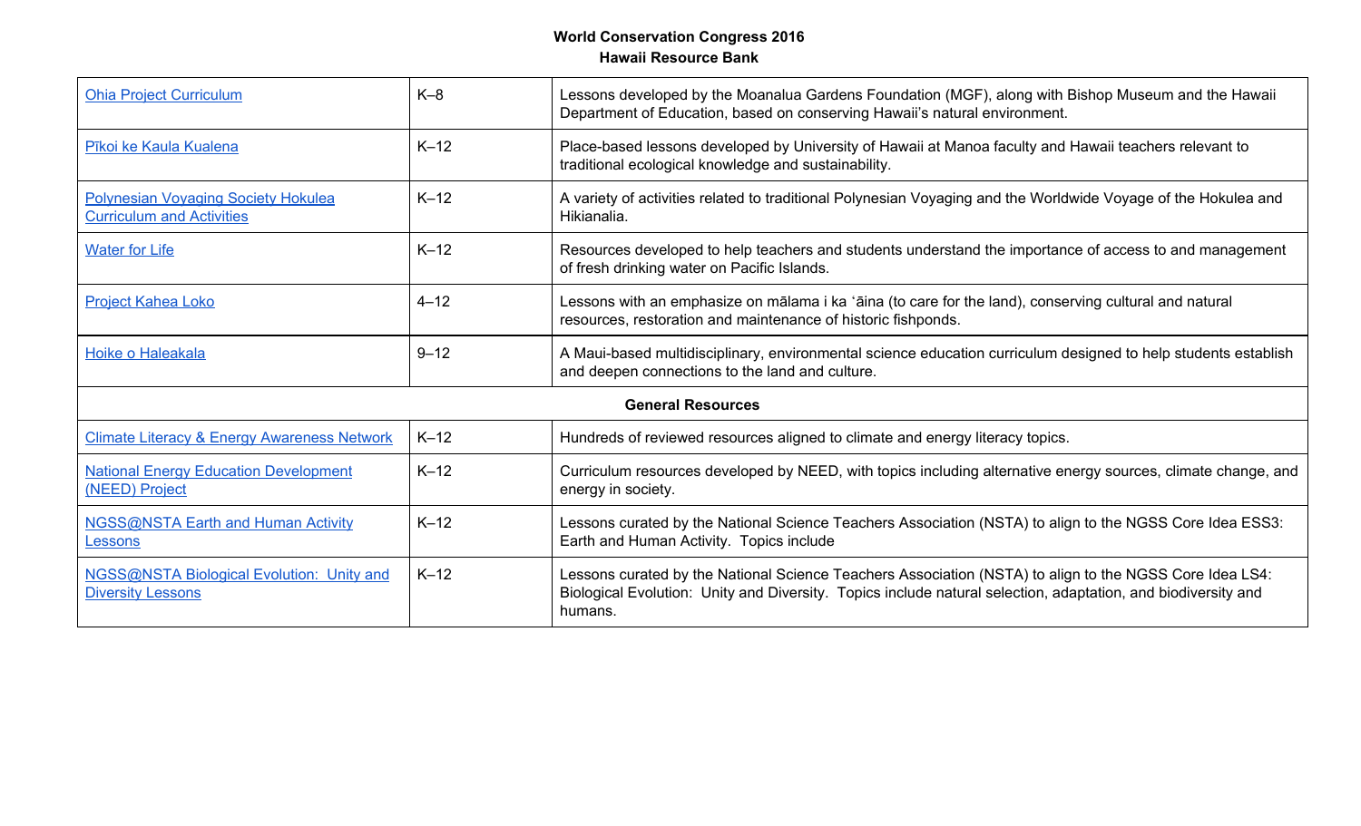**World Conservation Congress 2016**
**Hawaii Resource Bank**

| | | |
|---|---|---|
| Ohia Project Curriculum | K–8 | Lessons developed by the Moanalua Gardens Foundation (MGF), along with Bishop Museum and the Hawaii Department of Education, based on conserving Hawaii's natural environment. |
| Pīkoi ke Kaula Kualena | K–12 | Place-based lessons developed by University of Hawaii at Manoa faculty and Hawaii teachers relevant to traditional ecological knowledge and sustainability. |
| Polynesian Voyaging Society Hokulea Curriculum and Activities | K–12 | A variety of activities related to traditional Polynesian Voyaging and the Worldwide Voyage of the Hokulea and Hikianalia. |
| Water for Life | K–12 | Resources developed to help teachers and students understand the importance of access to and management of fresh drinking water on Pacific Islands. |
| Project Kahea Loko | 4–12 | Lessons with an emphasize on mālama i ka ʻāina (to care for the land), conserving cultural and natural resources, restoration and maintenance of historic fishponds. |
| Hoike o Haleakala | 9–12 | A Maui-based multidisciplinary, environmental science education curriculum designed to help students establish and deepen connections to the land and culture. |
| **General Resources** | | |
| Climate Literacy & Energy Awareness Network | K–12 | Hundreds of reviewed resources aligned to climate and energy literacy topics. |
| National Energy Education Development (NEED) Project | K–12 | Curriculum resources developed by NEED, with topics including alternative energy sources, climate change, and energy in society. |
| NGSS@NSTA Earth and Human Activity Lessons | K–12 | Lessons curated by the National Science Teachers Association (NSTA) to align to the NGSS Core Idea ESS3: Earth and Human Activity. Topics include |
| NGSS@NSTA Biological Evolution: Unity and Diversity Lessons | K–12 | Lessons curated by the National Science Teachers Association (NSTA) to align to the NGSS Core Idea LS4: Biological Evolution: Unity and Diversity. Topics include natural selection, adaptation, and biodiversity and humans. |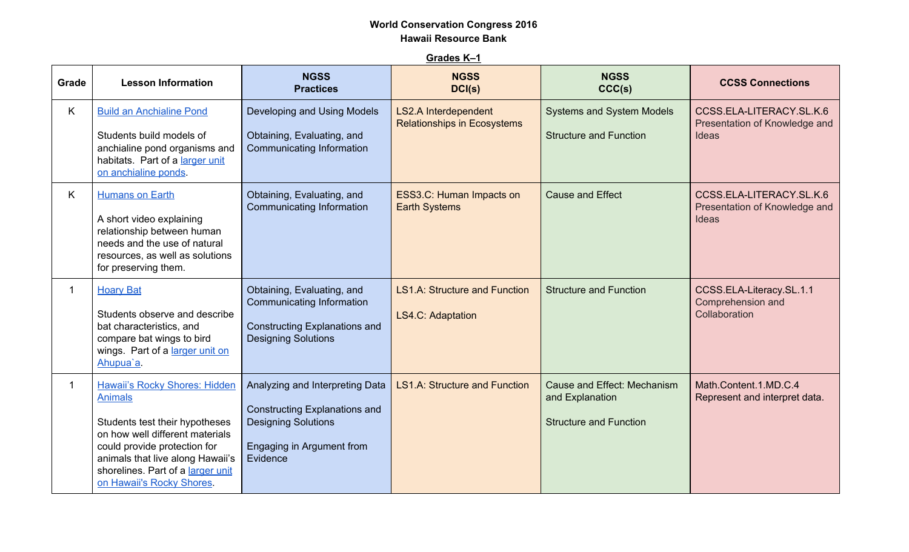**World Conservation Congress 2016**
**Hawaii Resource Bank**

**Grades K–1**

| Grade | Lesson Information | NGSS Practices | NGSS DCI(s) | NGSS CCC(s) | CCSS Connections |
|---|---|---|---|---|---|
| K | Build an Anchialine Pond<br><br>Students build models of anchialine pond organisms and habitats. Part of a larger unit on anchialine ponds. | Developing and Using Models<br><br>Obtaining, Evaluating, and Communicating Information | LS2.A Interdependent Relationships in Ecosystems | Systems and System Models<br><br>Structure and Function | CCSS.ELA-LITERACY.SL.K.6 Presentation of Knowledge and Ideas |
| K | Humans on Earth<br><br>A short video explaining relationship between human needs and the use of natural resources, as well as solutions for preserving them. | Obtaining, Evaluating, and Communicating Information | ESS3.C: Human Impacts on Earth Systems | Cause and Effect | CCSS.ELA-LITERACY.SL.K.6 Presentation of Knowledge and Ideas |
| 1 | Hoary Bat<br><br>Students observe and describe bat characteristics, and compare bat wings to bird wings. Part of a larger unit on Ahupua`a. | Obtaining, Evaluating, and Communicating Information<br><br>Constructing Explanations and Designing Solutions | LS1.A: Structure and Function<br><br>LS4.C: Adaptation | Structure and Function | CCSS.ELA-Literacy.SL.1.1 Comprehension and Collaboration |
| 1 | Hawaii's Rocky Shores: Hidden Animals<br><br>Students test their hypotheses on how well different materials could provide protection for animals that live along Hawaii's shorelines. Part of a larger unit on Hawaii's Rocky Shores. | Analyzing and Interpreting Data<br><br>Constructing Explanations and Designing Solutions<br><br>Engaging in Argument from Evidence | LS1.A: Structure and Function | Cause and Effect: Mechanism and Explanation<br><br>Structure and Function | Math.Content.1.MD.C.4 Represent and interpret data. |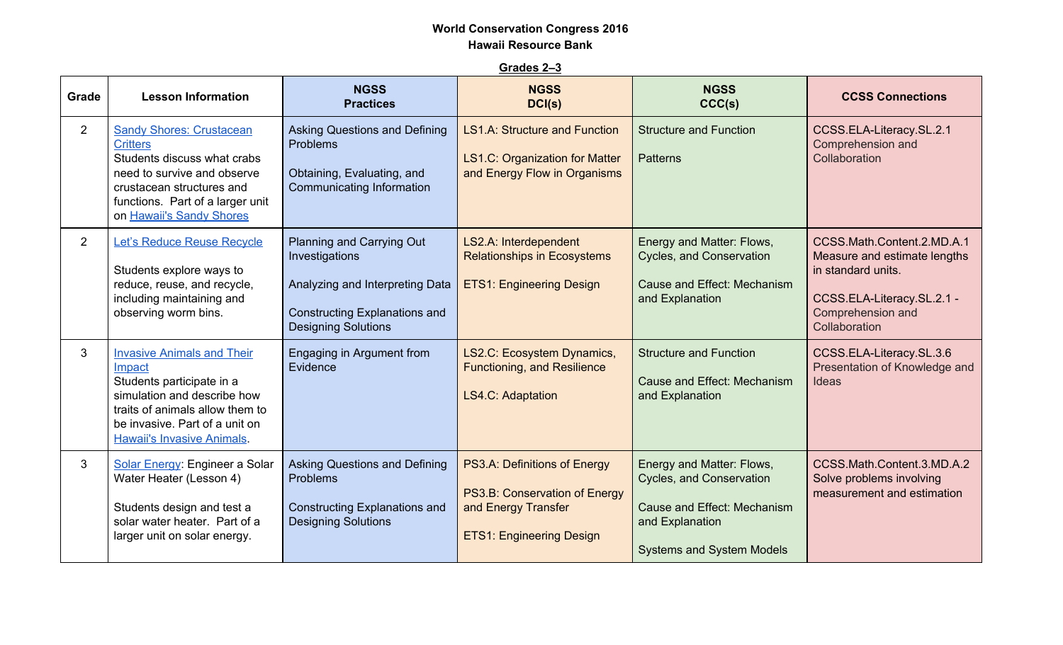**World Conservation Congress 2016**
**Hawaii Resource Bank**

**Grades 2–3**

| Grade | Lesson Information | NGSS Practices | NGSS DCI(s) | NGSS CCC(s) | CCSS Connections |
|---|---|---|---|---|---|
| 2 | Sandy Shores: Crustacean Critters<br>Students discuss what crabs need to survive and observe crustacean structures and functions. Part of a larger unit on Hawaii's Sandy Shores | Asking Questions and Defining Problems<br><br>Obtaining, Evaluating, and Communicating Information | LS1.A: Structure and Function<br><br>LS1.C: Organization for Matter and Energy Flow in Organisms | Structure and Function<br><br>Patterns | CCSS.ELA-Literacy.SL.2.1 Comprehension and Collaboration |
| 2 | Let's Reduce Reuse Recycle<br><br>Students explore ways to reduce, reuse, and recycle, including maintaining and observing worm bins. | Planning and Carrying Out Investigations<br><br>Analyzing and Interpreting Data<br><br>Constructing Explanations and Designing Solutions | LS2.A: Interdependent Relationships in Ecosystems<br><br>ETS1: Engineering Design | Energy and Matter: Flows, Cycles, and Conservation<br><br>Cause and Effect: Mechanism and Explanation | CCSS.Math.Content.2.MD.A.1 Measure and estimate lengths in standard units.<br><br>CCSS.ELA-Literacy.SL.2.1 - Comprehension and Collaboration |
| 3 | Invasive Animals and Their Impact<br>Students participate in a simulation and describe how traits of animals allow them to be invasive. Part of a unit on Hawaii's Invasive Animals. | Engaging in Argument from Evidence | LS2.C: Ecosystem Dynamics, Functioning, and Resilience<br><br>LS4.C: Adaptation | Structure and Function<br><br>Cause and Effect: Mechanism and Explanation | CCSS.ELA-Literacy.SL.3.6 Presentation of Knowledge and Ideas |
| 3 | Solar Energy: Engineer a Solar Water Heater (Lesson 4)<br><br>Students design and test a solar water heater. Part of a larger unit on solar energy. | Asking Questions and Defining Problems<br><br>Constructing Explanations and Designing Solutions | PS3.A: Definitions of Energy<br><br>PS3.B: Conservation of Energy and Energy Transfer<br><br>ETS1: Engineering Design | Energy and Matter: Flows, Cycles, and Conservation<br><br>Cause and Effect: Mechanism and Explanation<br><br>Systems and System Models | CCSS.Math.Content.3.MD.A.2 Solve problems involving measurement and estimation |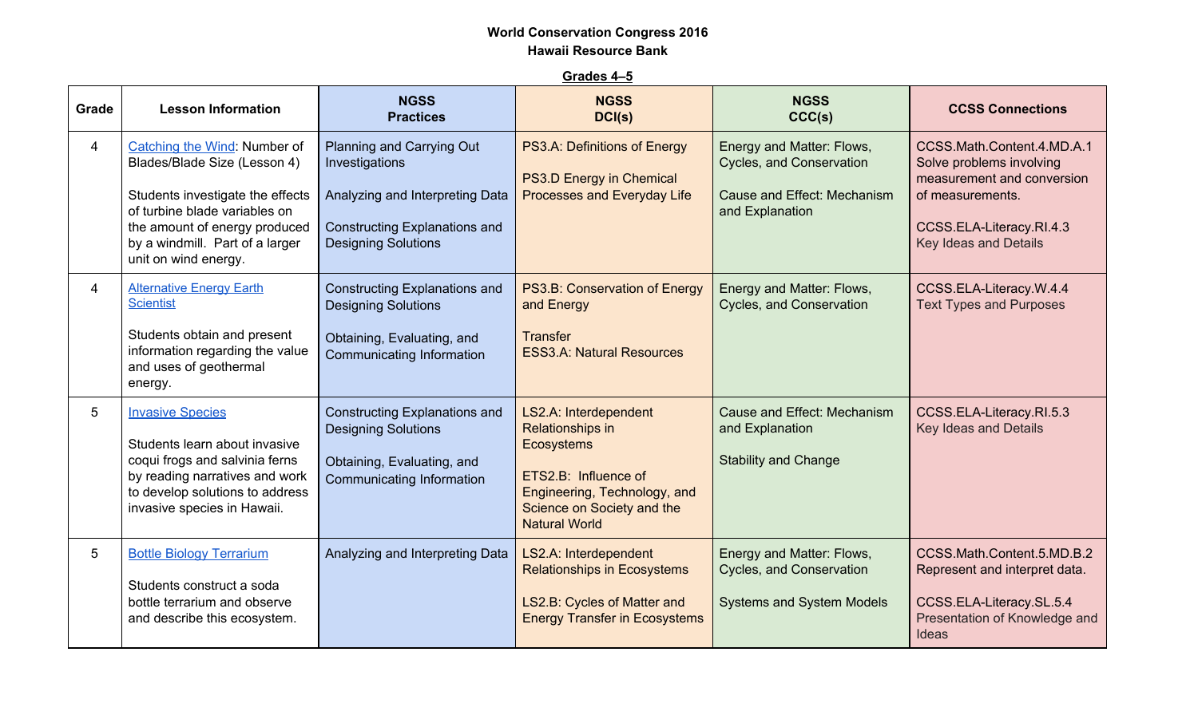**World Conservation Congress 2016**
**Hawaii Resource Bank**

**Grades 4–5**

| Grade | Lesson Information | NGSS Practices | NGSS DCI(s) | NGSS CCC(s) | CCSS Connections |
|---|---|---|---|---|---|
| 4 | Catching the Wind: Number of Blades/Blade Size (Lesson 4)<br><br>Students investigate the effects of turbine blade variables on the amount of energy produced by a windmill. Part of a larger unit on wind energy. | Planning and Carrying Out Investigations<br><br>Analyzing and Interpreting Data<br><br>Constructing Explanations and Designing Solutions | PS3.A: Definitions of Energy<br><br>PS3.D Energy in Chemical Processes and Everyday Life | Energy and Matter: Flows, Cycles, and Conservation<br><br>Cause and Effect: Mechanism and Explanation | CCSS.Math.Content.4.MD.A.1 Solve problems involving measurement and conversion of measurements.<br><br>CCSS.ELA-Literacy.RI.4.3 Key Ideas and Details |
| 4 | Alternative Energy Earth Scientist<br><br>Students obtain and present information regarding the value and uses of geothermal energy. | Constructing Explanations and Designing Solutions<br><br>Obtaining, Evaluating, and Communicating Information | PS3.B: Conservation of Energy and Energy<br><br>Transfer<br>ESS3.A: Natural Resources | Energy and Matter: Flows, Cycles, and Conservation | CCSS.ELA-Literacy.W.4.4 Text Types and Purposes |
| 5 | Invasive Species<br><br>Students learn about invasive coqui frogs and salvinia ferns by reading narratives and work to develop solutions to address invasive species in Hawaii. | Constructing Explanations and Designing Solutions<br><br>Obtaining, Evaluating, and Communicating Information | LS2.A: Interdependent Relationships in Ecosystems<br><br>ETS2.B: Influence of Engineering, Technology, and Science on Society and the Natural World | Cause and Effect: Mechanism and Explanation<br><br>Stability and Change | CCSS.ELA-Literacy.RI.5.3 Key Ideas and Details |
| 5 | Bottle Biology Terrarium<br><br>Students construct a soda bottle terrarium and observe and describe this ecosystem. | Analyzing and Interpreting Data | LS2.A: Interdependent Relationships in Ecosystems<br><br>LS2.B: Cycles of Matter and Energy Transfer in Ecosystems | Energy and Matter: Flows, Cycles, and Conservation<br><br>Systems and System Models | CCSS.Math.Content.5.MD.B.2 Represent and interpret data.<br><br>CCSS.ELA-Literacy.SL.5.4 Presentation of Knowledge and Ideas |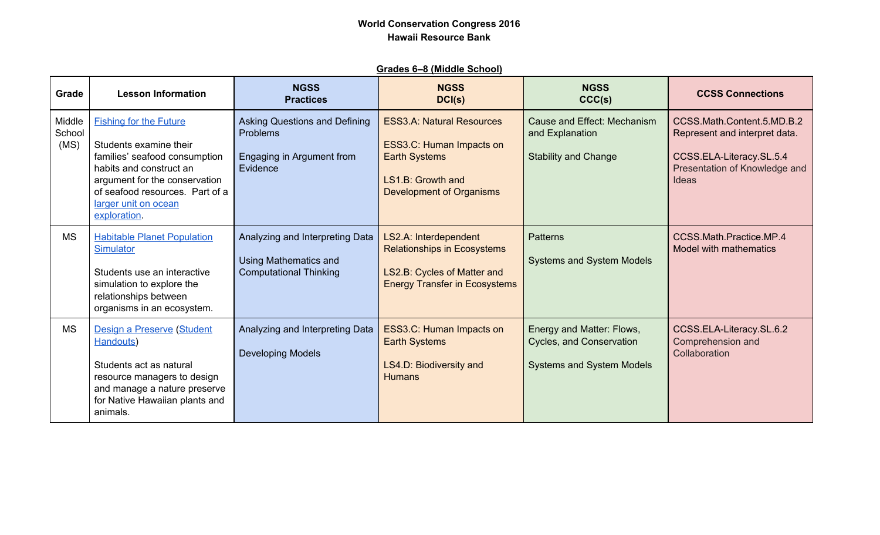**World Conservation Congress 2016**
**Hawaii Resource Bank**

**Grades 6–8 (Middle School)**

| Grade | Lesson Information | NGSS Practices | NGSS DCI(s) | NGSS CCC(s) | CCSS Connections |
|---|---|---|---|---|---|
| Middle School (MS) | Fishing for the Future<br><br>Students examine their families' seafood consumption habits and construct an argument for the conservation of seafood resources. Part of a larger unit on ocean exploration. | Asking Questions and Defining Problems<br><br>Engaging in Argument from Evidence | ESS3.A: Natural Resources<br><br>ESS3.C: Human Impacts on Earth Systems<br><br>LS1.B: Growth and Development of Organisms | Cause and Effect: Mechanism and Explanation<br><br>Stability and Change | CCSS.Math.Content.5.MD.B.2 Represent and interpret data.<br><br>CCSS.ELA-Literacy.SL.5.4 Presentation of Knowledge and Ideas |
| MS | Habitable Planet Population Simulator<br><br>Students use an interactive simulation to explore the relationships between organisms in an ecosystem. | Analyzing and Interpreting Data<br><br>Using Mathematics and Computational Thinking | LS2.A: Interdependent Relationships in Ecosystems<br><br>LS2.B: Cycles of Matter and Energy Transfer in Ecosystems | Patterns<br><br>Systems and System Models | CCSS.Math.Practice.MP.4 Model with mathematics |
| MS | Design a Preserve (Student Handouts)<br><br>Students act as natural resource managers to design and manage a nature preserve for Native Hawaiian plants and animals. | Analyzing and Interpreting Data<br><br>Developing Models | ESS3.C: Human Impacts on Earth Systems<br><br>LS4.D: Biodiversity and Humans | Energy and Matter: Flows, Cycles, and Conservation<br><br>Systems and System Models | CCSS.ELA-Literacy.SL.6.2 Comprehension and Collaboration |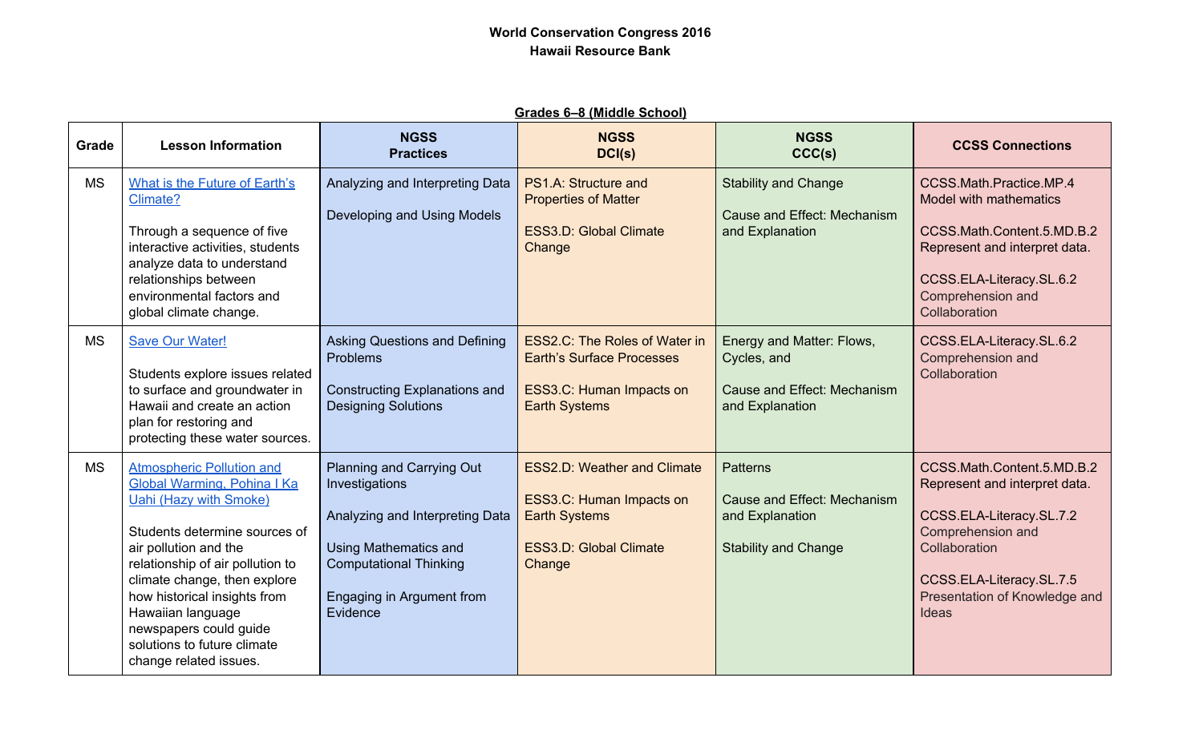**World Conservation Congress 2016**
**Hawaii Resource Bank**

**Grades 6–8 (Middle School)**

| Grade | Lesson Information | NGSS Practices | NGSS DCI(s) | NGSS CCC(s) | CCSS Connections |
|---|---|---|---|---|---|
| MS | What is the Future of Earth's Climate?<br><br>Through a sequence of five interactive activities, students analyze data to understand relationships between environmental factors and global climate change. | Analyzing and Interpreting Data<br><br>Developing and Using Models | PS1.A: Structure and Properties of Matter<br><br>ESS3.D: Global Climate Change | Stability and Change<br><br>Cause and Effect: Mechanism and Explanation | CCSS.Math.Practice.MP.4 Model with mathematics<br><br>CCSS.Math.Content.5.MD.B.2 Represent and interpret data.<br><br>CCSS.ELA-Literacy.SL.6.2 Comprehension and Collaboration |
| MS | Save Our Water!<br><br>Students explore issues related to surface and groundwater in Hawaii and create an action plan for restoring and protecting these water sources. | Asking Questions and Defining Problems<br><br>Constructing Explanations and Designing Solutions | ESS2.C: The Roles of Water in Earth's Surface Processes<br><br>ESS3.C: Human Impacts on Earth Systems | Energy and Matter: Flows, Cycles, and<br><br>Cause and Effect: Mechanism and Explanation | CCSS.ELA-Literacy.SL.6.2 Comprehension and Collaboration |
| MS | Atmospheric Pollution and Global Warming, Pohina I Ka Uahi (Hazy with Smoke)<br><br>Students determine sources of air pollution and the relationship of air pollution to climate change, then explore how historical insights from Hawaiian language newspapers could guide solutions to future climate change related issues. | Planning and Carrying Out Investigations<br><br>Analyzing and Interpreting Data<br><br>Using Mathematics and Computational Thinking<br><br>Engaging in Argument from Evidence | ESS2.D: Weather and Climate<br><br>ESS3.C: Human Impacts on Earth Systems<br><br>ESS3.D: Global Climate Change | Patterns<br><br>Cause and Effect: Mechanism and Explanation<br><br>Stability and Change | CCSS.Math.Content.5.MD.B.2 Represent and interpret data.<br><br>CCSS.ELA-Literacy.SL.7.2 Comprehension and Collaboration<br><br>CCSS.ELA-Literacy.SL.7.5 Presentation of Knowledge and Ideas |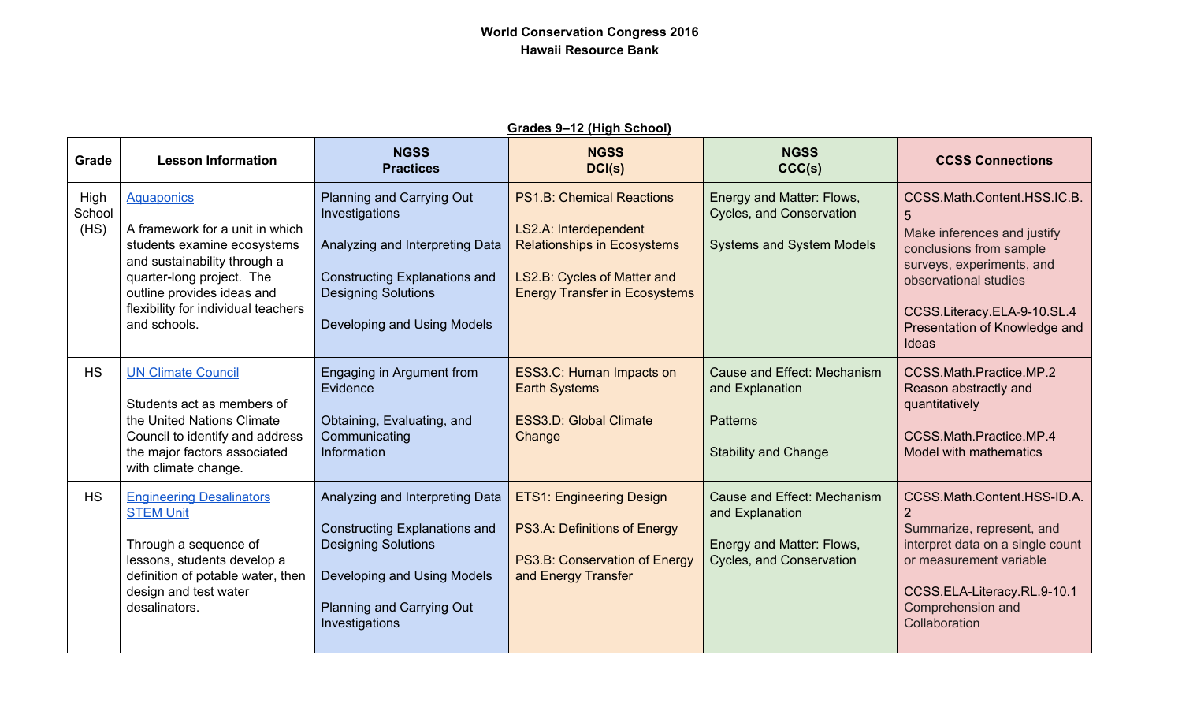**World Conservation Congress 2016**
**Hawaii Resource Bank**

**Grades 9–12 (High School)**

| Grade | Lesson Information | NGSS Practices | NGSS DCI(s) | NGSS CCC(s) | CCSS Connections |
|---|---|---|---|---|---|
| High School (HS) | [Aquaponics]<br><br>A framework for a unit in which students examine ecosystems and sustainability through a quarter-long project. The outline provides ideas and flexibility for individual teachers and schools. | Planning and Carrying Out Investigations<br><br>Analyzing and Interpreting Data<br><br>Constructing Explanations and Designing Solutions<br><br>Developing and Using Models | PS1.B: Chemical Reactions<br><br>LS2.A: Interdependent Relationships in Ecosystems<br><br>LS2.B: Cycles of Matter and Energy Transfer in Ecosystems | Energy and Matter: Flows, Cycles, and Conservation<br><br>Systems and System Models | CCSS.Math.Content.HSS.IC.B.5<br>Make inferences and justify conclusions from sample surveys, experiments, and observational studies<br><br>CCSS.Literacy.ELA-9-10.SL.4<br>Presentation of Knowledge and Ideas |
| HS | [UN Climate Council]<br><br>Students act as members of the United Nations Climate Council to identify and address the major factors associated with climate change. | Engaging in Argument from Evidence<br><br>Obtaining, Evaluating, and Communicating Information | ESS3.C: Human Impacts on Earth Systems<br><br>ESS3.D: Global Climate Change | Cause and Effect: Mechanism and Explanation<br><br>Patterns<br><br>Stability and Change | CCSS.Math.Practice.MP.2<br>Reason abstractly and quantitatively<br><br>CCSS.Math.Practice.MP.4<br>Model with mathematics |
| HS | [Engineering Desalinators STEM Unit]<br><br>Through a sequence of lessons, students develop a definition of potable water, then design and test water desalinators. | Analyzing and Interpreting Data<br><br>Constructing Explanations and Designing Solutions<br><br>Developing and Using Models<br><br>Planning and Carrying Out Investigations | ETS1: Engineering Design<br><br>PS3.A: Definitions of Energy<br><br>PS3.B: Conservation of Energy and Energy Transfer | Cause and Effect: Mechanism and Explanation<br><br>Energy and Matter: Flows, Cycles, and Conservation | CCSS.Math.Content.HSS-ID.A.2<br>Summarize, represent, and interpret data on a single count or measurement variable<br><br>CCSS.ELA-Literacy.RL.9-10.1<br>Comprehension and Collaboration |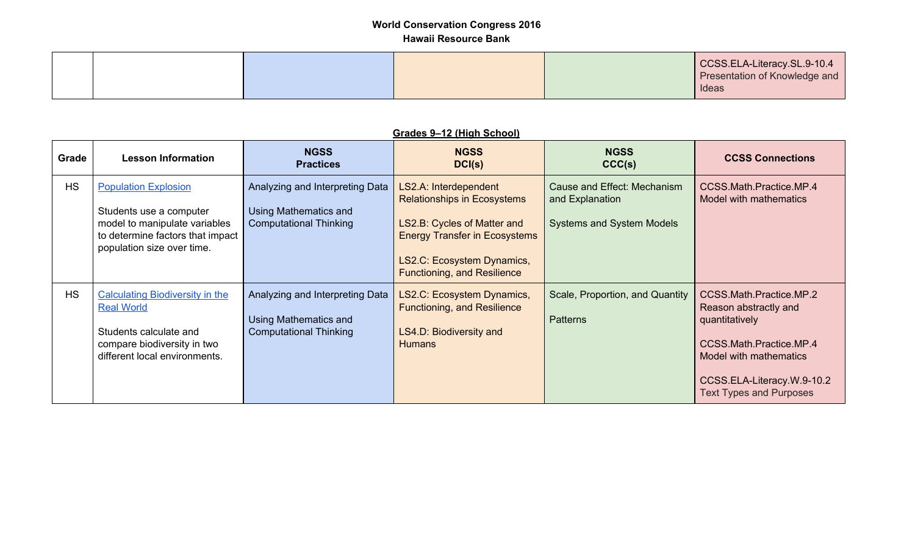**World Conservation Congress 2016**
**Hawaii Resource Bank**

| | | | | | |
|---|---|---|---|---|---|
| | | | | | CCSS.ELA-Literacy.SL.9-10.4 Presentation of Knowledge and Ideas |

**Grades 9–12 (High School)**

| Grade | Lesson Information | NGSS Practices | NGSS DCI(s) | NGSS CCC(s) | CCSS Connections |
|---|---|---|---|---|---|
| HS | Population Explosion<br><br>Students use a computer model to manipulate variables to determine factors that impact population size over time. | Analyzing and Interpreting Data<br><br>Using Mathematics and Computational Thinking | LS2.A: Interdependent Relationships in Ecosystems<br><br>LS2.B: Cycles of Matter and Energy Transfer in Ecosystems<br><br>LS2.C: Ecosystem Dynamics, Functioning, and Resilience | Cause and Effect: Mechanism and Explanation<br><br>Systems and System Models | CCSS.Math.Practice.MP.4 Model with mathematics |
| HS | Calculating Biodiversity in the Real World<br><br>Students calculate and compare biodiversity in two different local environments. | Analyzing and Interpreting Data<br><br>Using Mathematics and Computational Thinking | LS2.C: Ecosystem Dynamics, Functioning, and Resilience<br><br>LS4.D: Biodiversity and Humans | Scale, Proportion, and Quantity<br><br>Patterns | CCSS.Math.Practice.MP.2 Reason abstractly and quantitatively<br><br>CCSS.Math.Practice.MP.4 Model with mathematics<br><br>CCSS.ELA-Literacy.W.9-10.2 Text Types and Purposes |